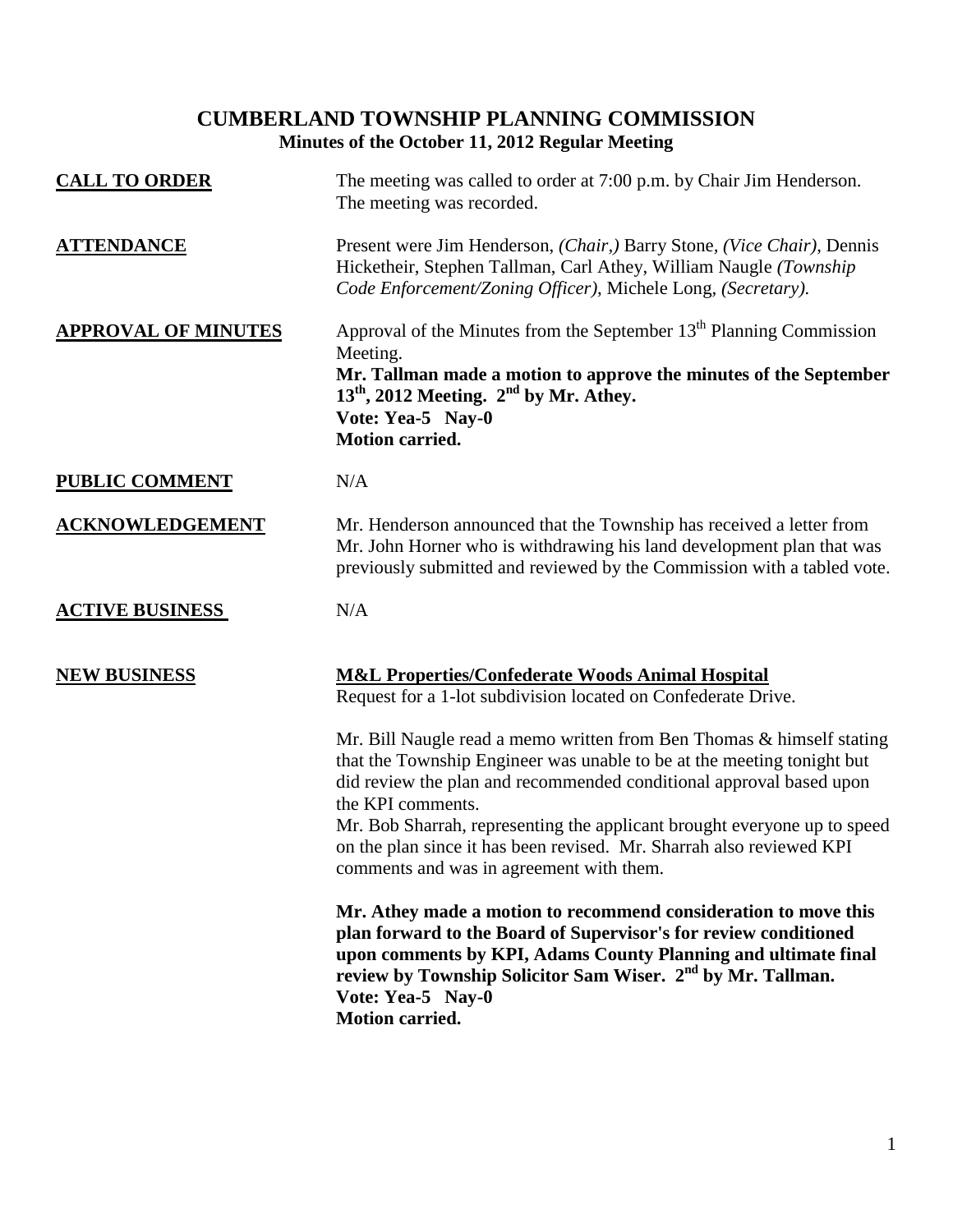# CUMBERLAND TOWNSHIP PLANNING COMMISSION

## Minutes of the October 11, 2012 Regular Meeting

**CALL TO ORDER**

The meeting was called to order at 7:00 p.m. by Chair Jim Henderson. The meeting was recorded.

**ATTENDANCE**

Present were Jim Henderson, *(Chair,)* Barry Stone, *(Vice Chair)*, Dennis Hicketheir, Stephen Tallman, Carl Athey, William Naugle *(Township Code Enforcement/Zoning Officer)*, Michele Long, *(Secretary).*

**APPROVAL OF MINUTES**

Approval of the Minutes from the September 13th Planning Commission Meeting.

**Mr. Tallman made a motion to approve the minutes of the September 13th, 2012 Meeting. 2nd by Mr. Athey.**
**Vote: Yea-5 Nay-0**
**Motion carried.**

**PUBLIC COMMENT**

N/A

**ACKNOWLEDGEMENT**

Mr. Henderson announced that the Township has received a letter from Mr. John Horner who is withdrawing his land development plan that was previously submitted and reviewed by the Commission with a tabled vote.

**ACTIVE BUSINESS**

N/A

**NEW BUSINESS**

**M&L Properties/Confederate Woods Animal Hospital**
Request for a 1-lot subdivision located on Confederate Drive.

Mr. Bill Naugle read a memo written from Ben Thomas & himself stating that the Township Engineer was unable to be at the meeting tonight but did review the plan and recommended conditional approval based upon the KPI comments.
Mr. Bob Sharrah, representing the applicant brought everyone up to speed on the plan since it has been revised. Mr. Sharrah also reviewed KPI comments and was in agreement with them.

**Mr. Athey made a motion to recommend consideration to move this plan forward to the Board of Supervisor's for review conditioned upon comments by KPI, Adams County Planning and ultimate final review by Township Solicitor Sam Wiser. 2nd by Mr. Tallman.**
**Vote: Yea-5 Nay-0**
**Motion carried.**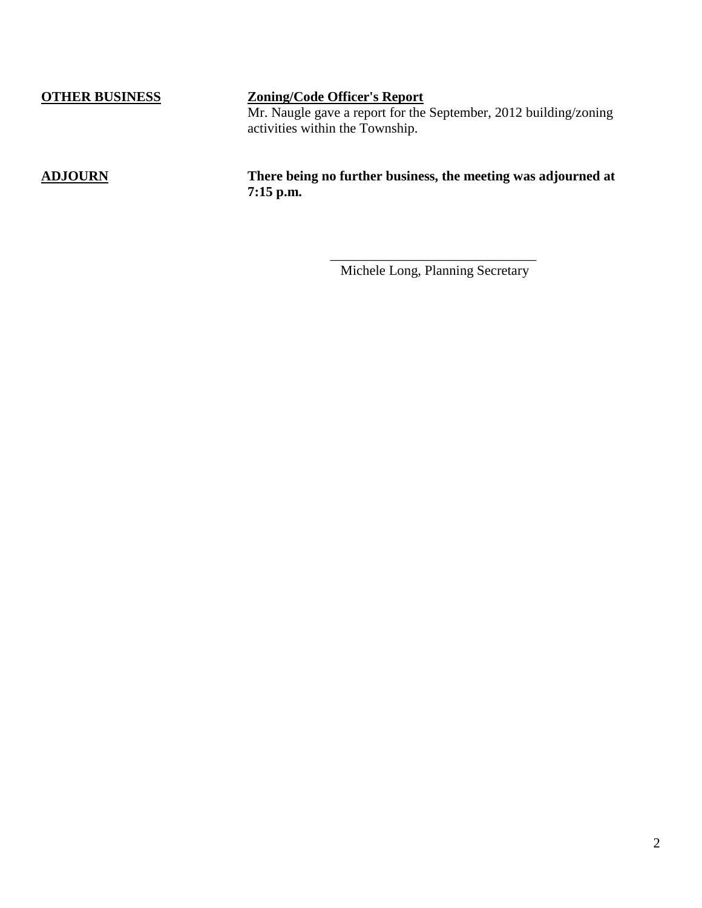**OTHER BUSINESS**

**Zoning/Code Officer's Report**

Mr. Naugle gave a report for the September, 2012 building/zoning activities within the Township.

**ADJOURN**

**There being no further business, the meeting was adjourned at 7:15 p.m.**

\_\_\_\_\_\_\_\_\_\_\_\_\_\_\_\_\_\_\_\_\_\_\_\_\_\_\_\_\_\_

Michele Long, Planning Secretary